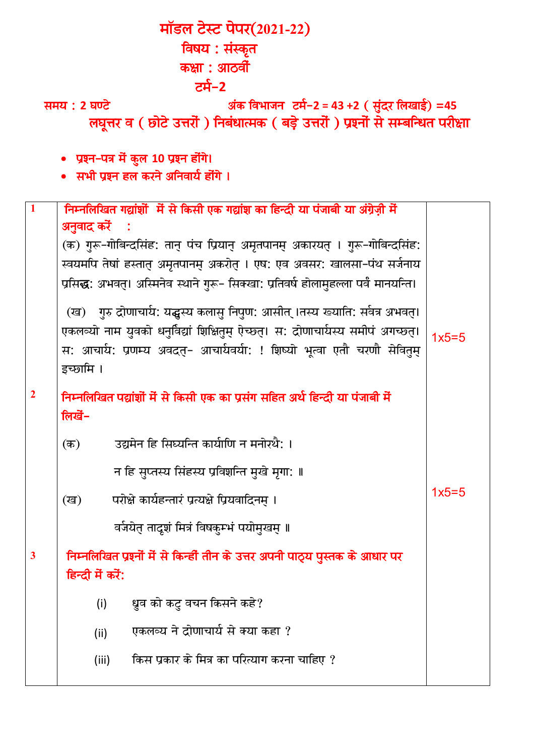# मॉडल टेस्ट पेपर(2021-22)

## विषय : संस्कृत

## कक्षा : आठवीं

## टर्म-2

**समय : 2 घण्टे** **अंक विभाजन टर्म-2 = 43 +2 ( सुंदर लिखाई) =45**

**लघूत्तर व ( छोटे उत्तरों ) निबंधात्मक ( बड़े उत्तरों ) प्रश्नों से सम्बन्धित परीक्षा**

- प्रश्न-पत्र में कुल 10 प्रश्न होंगे।
- सभी प्रश्न हल करने अनिवार्य होंगे ।

| | | |
|---|---|---|
| 1 | **निम्नलिखित गद्यांशों में से किसी एक गद्यांश का हिन्दी या पंजाबी या अंग्रेज़ी में अनुवाद करें :**<br>(क) गुरू-गोबिन्दसिंह: तान् पंच प्रियान् अमृतपानम् अकारयत् । गुरू-गोबिन्दसिंह: स्वयमपि तेषां हस्तात् अमृतपानम् अकरोत् । एष: एव अवसर: खालसा-पंथ सर्जनाय प्रसिद्ध: अभवत्। अस्मिनेव स्थाने गुरू- सिक्खा: प्रतिवर्ष होलामुहल्ला पर्वं मानयन्ति।<br>(ख) गुरु द्रोणाचार्य: यद्धुस्य कलासु निपुण: आसीत् ।तस्य ख्याति: सर्वत्र अभवत्। एकलव्यो नाम युवको धनुर्विद्यां शिक्षितुम् ऐच्छत्। स: द्रोणाचार्यस्य समीपं अगच्छत्। स: आचार्य: प्रणम्य अवदत्- आचार्यवर्या: ! शिष्यो भूत्वा एतौ चरणौ सेवितुम् इच्छामि । | 1x5=5 |
| 2 | **निम्नलिखित पद्यांशों में से किसी एक का प्रसंग सहित अर्थ हिन्दी या पंजाबी में लिखें-**<br>(क) उद्यमेन हि सिध्यन्ति कार्याणि न मनोरथै: ।<br>न हि सुप्तस्य सिंहस्य प्रविशन्ति मुखे मृगा: ॥<br>(ख) परोक्षे कार्यहन्तारं प्रत्यक्षे प्रियवादिनम् ।<br>वर्जयेत् तादृशं मित्रं विषकुम्भं पयोमुखम् ॥ | 1x5=5 |
| 3 | **निम्नलिखित प्रश्नों में से किन्हीं तीन के उत्तर अपनी पाठ्य पुस्तक के आधार पर हिन्दी में करें:**<br>(i) ध्रुव को कटु वचन किसने कहे?<br>(ii) एकलव्य ने द्रोणाचार्य से क्या कहा ?<br>(iii) किस प्रकार के मित्र का परित्याग करना चाहिए ? | |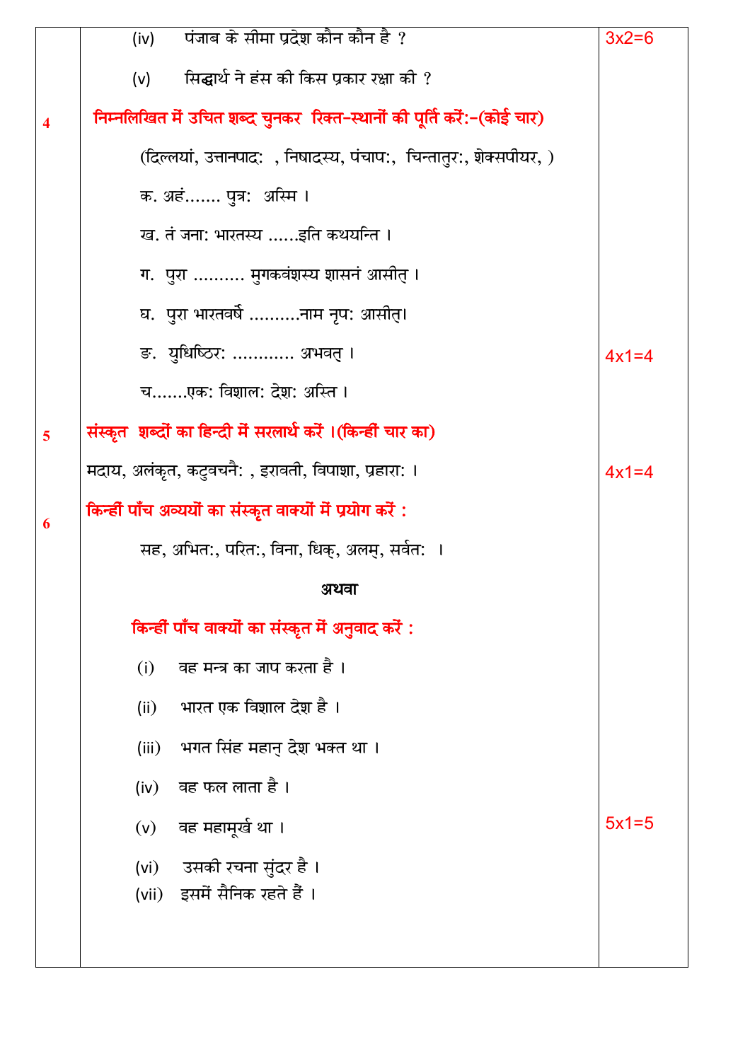(iv) पंजाब के सीमा प्रदेश कौन कौन है ?

(v) सिद्धार्थ ने हंस की किस प्रकार रक्षा की ?

3x2=6

**4** **निम्नलिखित में उचित शब्द चुनकर रिक्त-स्थानों की पूर्ति करें:-(कोई चार)**

(दिल्लयां, उत्तानपाद: , निषादस्य, पंचाप:, चिन्तातुर:, शेक्सपीयर, )

क. अहं....... पुत्र: अस्मि ।

ख. तं जना: भारतस्य ......इति कथयन्ति ।

ग. पुरा ......... मुगकवंशस्य शासनं आसीत् ।

घ. पुरा भारतवर्षे ..........नाम नृप: आसीत्।

ङ. युधिष्ठिर: ........... अभवत् ।

च.......एक: विशाल: देश: अस्ति ।

4x1=4

**5** **संस्कृत शब्दों का हिन्दी में सरलार्थ करें ।(किन्हीं चार का)**

मदाय, अलंकृत, कटुवचनै: , इरावती, विपाशा, प्रहारा: ।

4x1=4

**6** **किन्हीं पाँच अव्ययों का संस्कृत वाक्यों में प्रयोग करें :**

सह, अभित:, परित:, विना, धिक्, अलम्, सर्वत: ।

**अथवा**

**किन्हीं पाँच वाक्यों का संस्कृत में अनुवाद करें :**

(i) वह मन्त्र का जाप करता है ।

(ii) भारत एक विशाल देश है ।

(iii) भगत सिंह महान् देश भक्त था ।

(iv) वह फल लाता है ।

(v) वह महामूर्ख था ।

(vi) उसकी रचना सुंदर है ।

(vii) इसमें सैनिक रहते हैं ।

5x1=5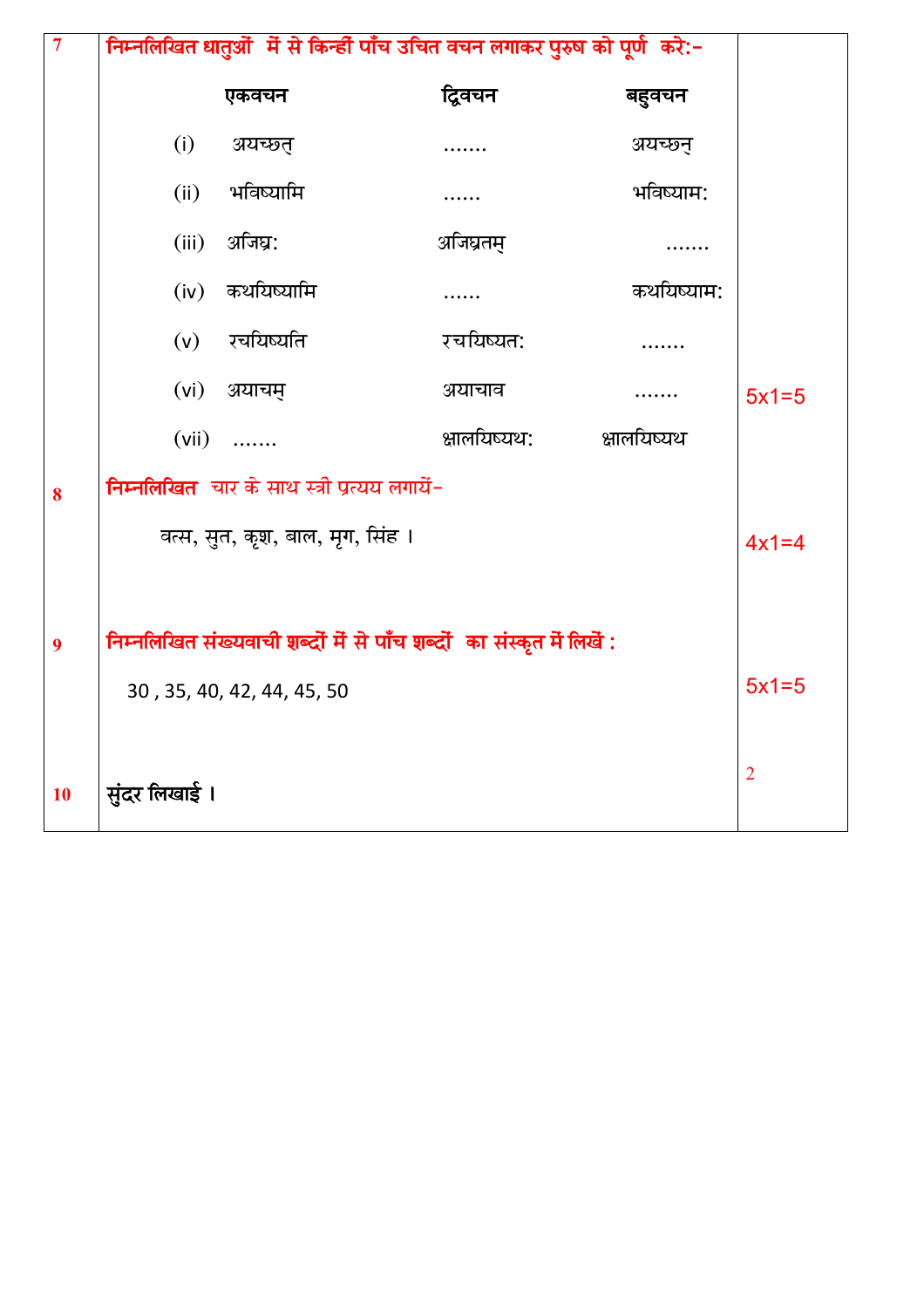| | | | |
|---|---|---|---|
| 7 | **निम्नलिखित धातुओं में से किन्हीं पाँच उचित वचन लगाकर पुरुष को पूर्ण करे:-** | | |
| | | | |
| | **एकवचन** &nbsp;&nbsp;&nbsp;&nbsp; **द्विवचन** &nbsp;&nbsp;&nbsp;&nbsp; **बहुवचन** | | |
| | (i) अयच्छत् &nbsp;&nbsp;&nbsp;&nbsp; ....... &nbsp;&nbsp;&nbsp;&nbsp; अयच्छन् | | |
| | (ii) भविष्यामि &nbsp;&nbsp;&nbsp;&nbsp; ...... &nbsp;&nbsp;&nbsp;&nbsp; भविष्याम: | | |
| | (iii) अजिघ्र: &nbsp;&nbsp;&nbsp;&nbsp; अजिघ्रतम् &nbsp;&nbsp;&nbsp;&nbsp; ....... | | |
| | (iv) कथयिष्यामि &nbsp;&nbsp;&nbsp;&nbsp; ...... &nbsp;&nbsp;&nbsp;&nbsp; कथयिष्याम: | | |
| | (v) रचयिष्यति &nbsp;&nbsp;&nbsp;&nbsp; रचयिष्यत: &nbsp;&nbsp;&nbsp;&nbsp; ....... | | |
| | (vi) अयाचम् &nbsp;&nbsp;&nbsp;&nbsp; अयाचाव &nbsp;&nbsp;&nbsp;&nbsp; ....... | 5x1=5 | |
| | (vii) ....... &nbsp;&nbsp;&nbsp;&nbsp; क्षालयिष्यथ: &nbsp;&nbsp;&nbsp;&nbsp; क्षालयिष्यथ | | |
| 8 | **निम्नलिखित** चार के साथ स्त्री प्रत्यय लगायें- | | |
| | वत्स, सुत, कृश, बाल, मृग, सिंह । | 4x1=4 | |
| 9 | **निम्नलिखित संख्यवाची शब्दों में से पाँच शब्दों का संस्कृत में लिखें :** | | |
| | 30 , 35, 40, 42, 44, 45, 50 | 5x1=5 | |
| 10 | **सुंदर लिखाई ।** | 2 | |